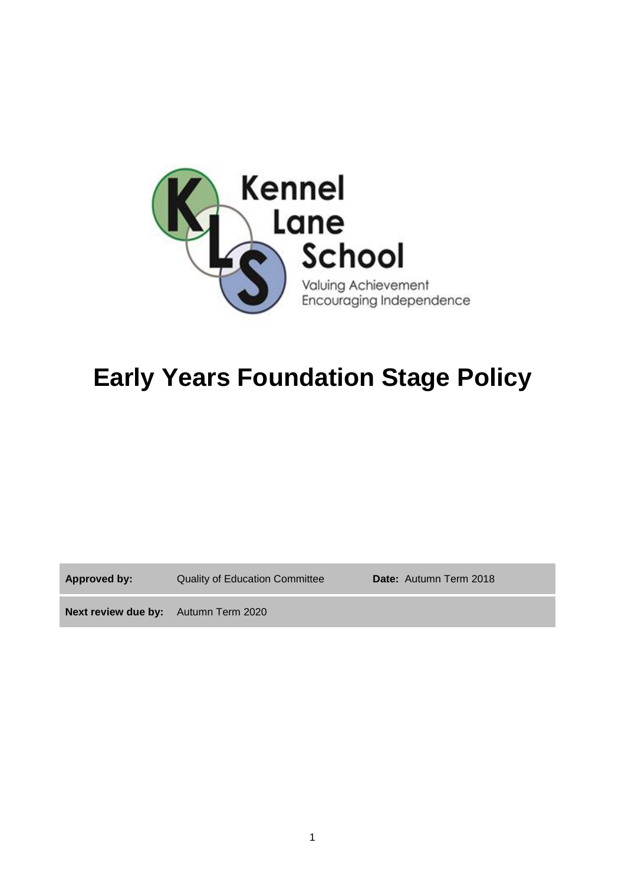Kennel Lane School

Valuing Achievement Encouraging Independence

# Early Years Foundation Stage Policy

| **Approved by:** | Quality of Education Committee | **Date:** Autumn Term 2018 |
|---|---|---|
| **Next review due by:** | Autumn Term 2020 | |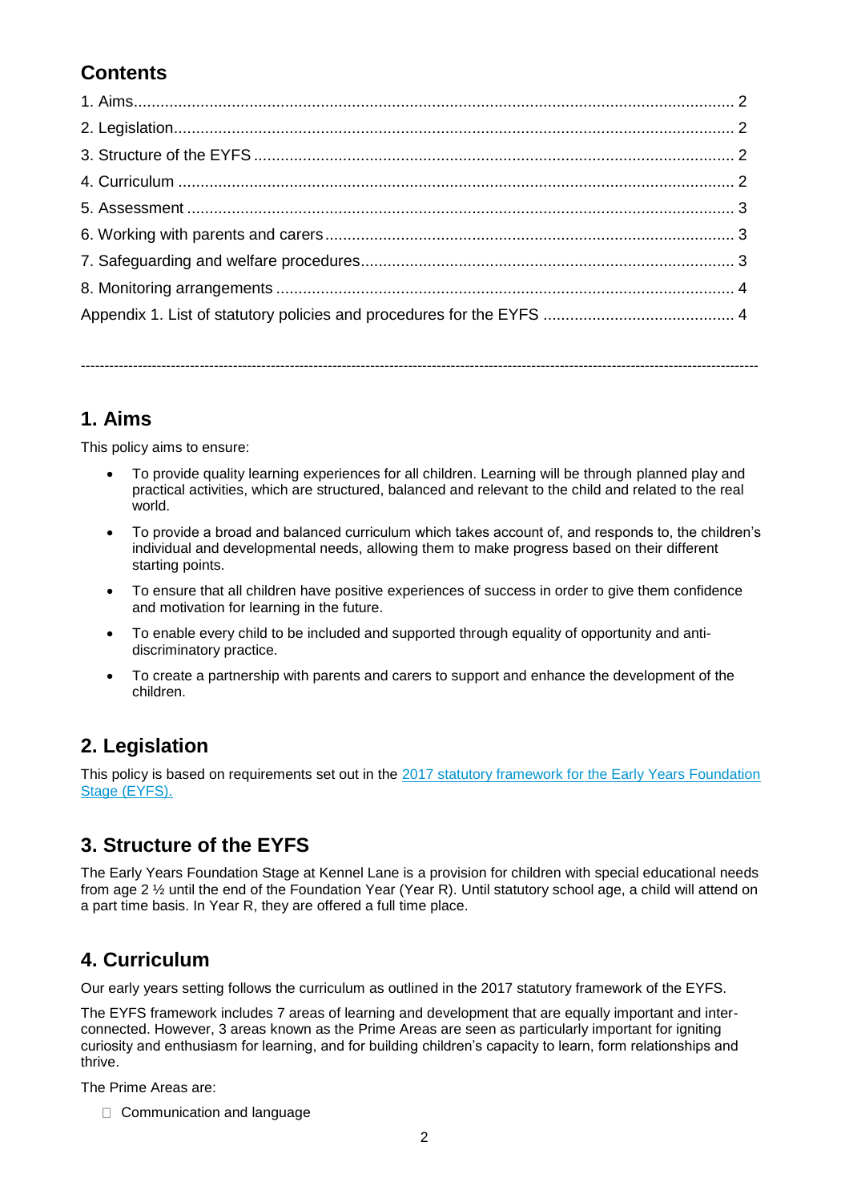## Contents

1. Aims........................................................................................................................ 2
2. Legislation.............................................................................................................. 2
3. Structure of the EYFS ............................................................................................ 2
4. Curriculum .............................................................................................................. 2
5. Assessment ............................................................................................................ 3
6. Working with parents and carers............................................................................ 3
7. Safeguarding and welfare procedures.................................................................... 3
8. Monitoring arrangements ....................................................................................... 4
Appendix 1. List of statutory policies and procedures for the EYFS ........................... 4

---

## 1. Aims

This policy aims to ensure:

- To provide quality learning experiences for all children. Learning will be through planned play and practical activities, which are structured, balanced and relevant to the child and related to the real world.
- To provide a broad and balanced curriculum which takes account of, and responds to, the children's individual and developmental needs, allowing them to make progress based on their different starting points.
- To ensure that all children have positive experiences of success in order to give them confidence and motivation for learning in the future.
- To enable every child to be included and supported through equality of opportunity and anti-discriminatory practice.
- To create a partnership with parents and carers to support and enhance the development of the children.

## 2. Legislation

This policy is based on requirements set out in the 2017 statutory framework for the Early Years Foundation Stage (EYFS).

## 3. Structure of the EYFS

The Early Years Foundation Stage at Kennel Lane is a provision for children with special educational needs from age 2 ½ until the end of the Foundation Year (Year R). Until statutory school age, a child will attend on a part time basis. In Year R, they are offered a full time place.

## 4. Curriculum

Our early years setting follows the curriculum as outlined in the 2017 statutory framework of the EYFS.

The EYFS framework includes 7 areas of learning and development that are equally important and inter-connected. However, 3 areas known as the Prime Areas are seen as particularly important for igniting curiosity and enthusiasm for learning, and for building children's capacity to learn, form relationships and thrive.

The Prime Areas are:

- Communication and language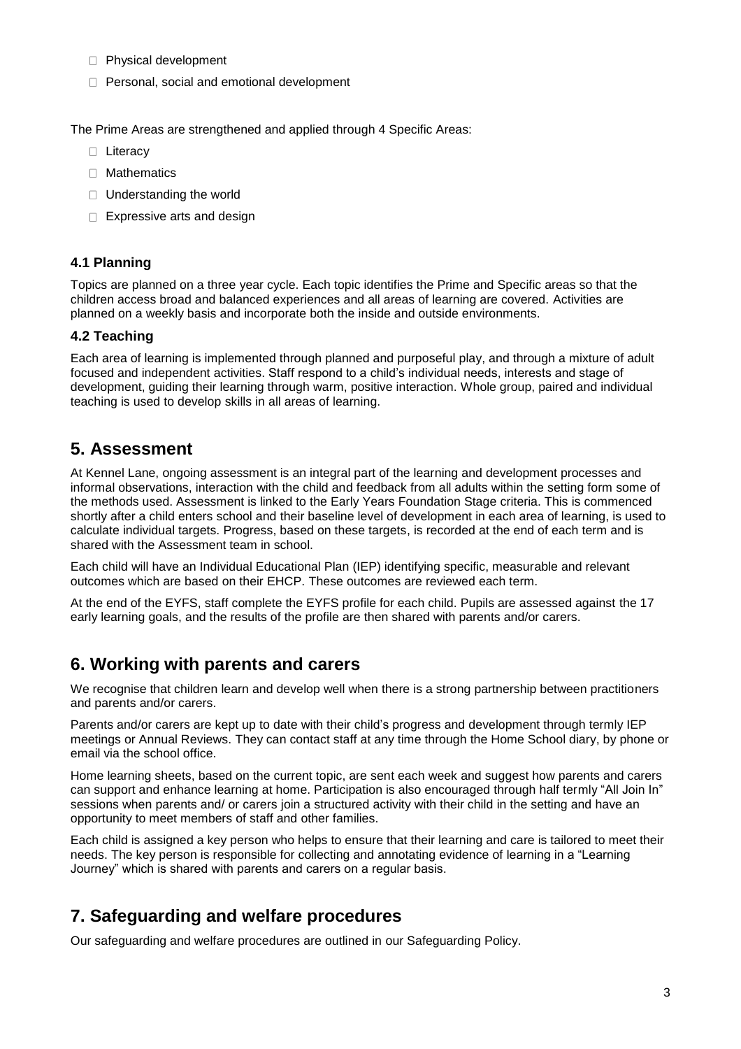- Physical development
- Personal, social and emotional development

The Prime Areas are strengthened and applied through 4 Specific Areas:

- Literacy
- Mathematics
- Understanding the world
- Expressive arts and design

### 4.1 Planning

Topics are planned on a three year cycle. Each topic identifies the Prime and Specific areas so that the children access broad and balanced experiences and all areas of learning are covered. Activities are planned on a weekly basis and incorporate both the inside and outside environments.

### 4.2 Teaching

Each area of learning is implemented through planned and purposeful play, and through a mixture of adult focused and independent activities. Staff respond to a child's individual needs, interests and stage of development, guiding their learning through warm, positive interaction. Whole group, paired and individual teaching is used to develop skills in all areas of learning.

## 5. Assessment

At Kennel Lane, ongoing assessment is an integral part of the learning and development processes and informal observations, interaction with the child and feedback from all adults within the setting form some of the methods used. Assessment is linked to the Early Years Foundation Stage criteria. This is commenced shortly after a child enters school and their baseline level of development in each area of learning, is used to calculate individual targets. Progress, based on these targets, is recorded at the end of each term and is shared with the Assessment team in school.

Each child will have an Individual Educational Plan (IEP) identifying specific, measurable and relevant outcomes which are based on their EHCP. These outcomes are reviewed each term.

At the end of the EYFS, staff complete the EYFS profile for each child. Pupils are assessed against the 17 early learning goals, and the results of the profile are then shared with parents and/or carers.

## 6. Working with parents and carers

We recognise that children learn and develop well when there is a strong partnership between practitioners and parents and/or carers.

Parents and/or carers are kept up to date with their child's progress and development through termly IEP meetings or Annual Reviews. They can contact staff at any time through the Home School diary, by phone or email via the school office.

Home learning sheets, based on the current topic, are sent each week and suggest how parents and carers can support and enhance learning at home. Participation is also encouraged through half termly "All Join In" sessions when parents and/ or carers join a structured activity with their child in the setting and have an opportunity to meet members of staff and other families.

Each child is assigned a key person who helps to ensure that their learning and care is tailored to meet their needs. The key person is responsible for collecting and annotating evidence of learning in a "Learning Journey" which is shared with parents and carers on a regular basis.

## 7. Safeguarding and welfare procedures

Our safeguarding and welfare procedures are outlined in our Safeguarding Policy.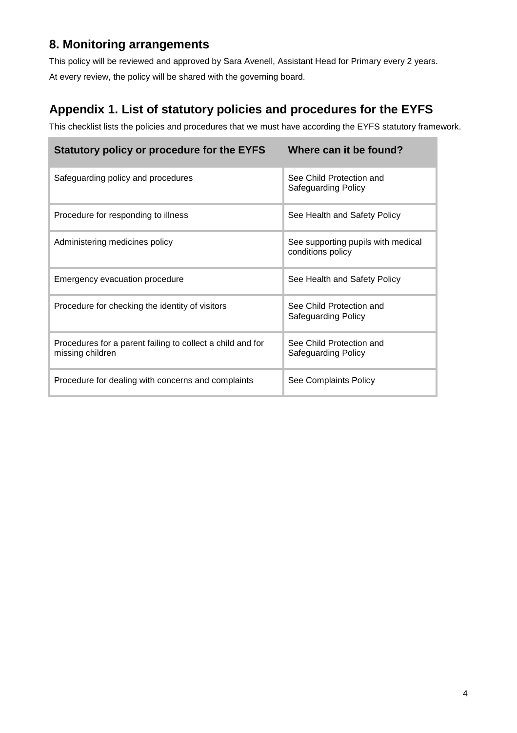## 8. Monitoring arrangements

This policy will be reviewed and approved by Sara Avenell, Assistant Head for Primary every 2 years.

At every review, the policy will be shared with the governing board.

## Appendix 1. List of statutory policies and procedures for the EYFS

This checklist lists the policies and procedures that we must have according the EYFS statutory framework.

| Statutory policy or procedure for the EYFS | Where can it be found? |
|---|---|
| Safeguarding policy and procedures | See Child Protection and Safeguarding Policy |
| Procedure for responding to illness | See Health and Safety Policy |
| Administering medicines policy | See supporting pupils with medical conditions policy |
| Emergency evacuation procedure | See Health and Safety Policy |
| Procedure for checking the identity of visitors | See Child Protection and Safeguarding Policy |
| Procedures for a parent failing to collect a child and for missing children | See Child Protection and Safeguarding Policy |
| Procedure for dealing with concerns and complaints | See Complaints Policy |